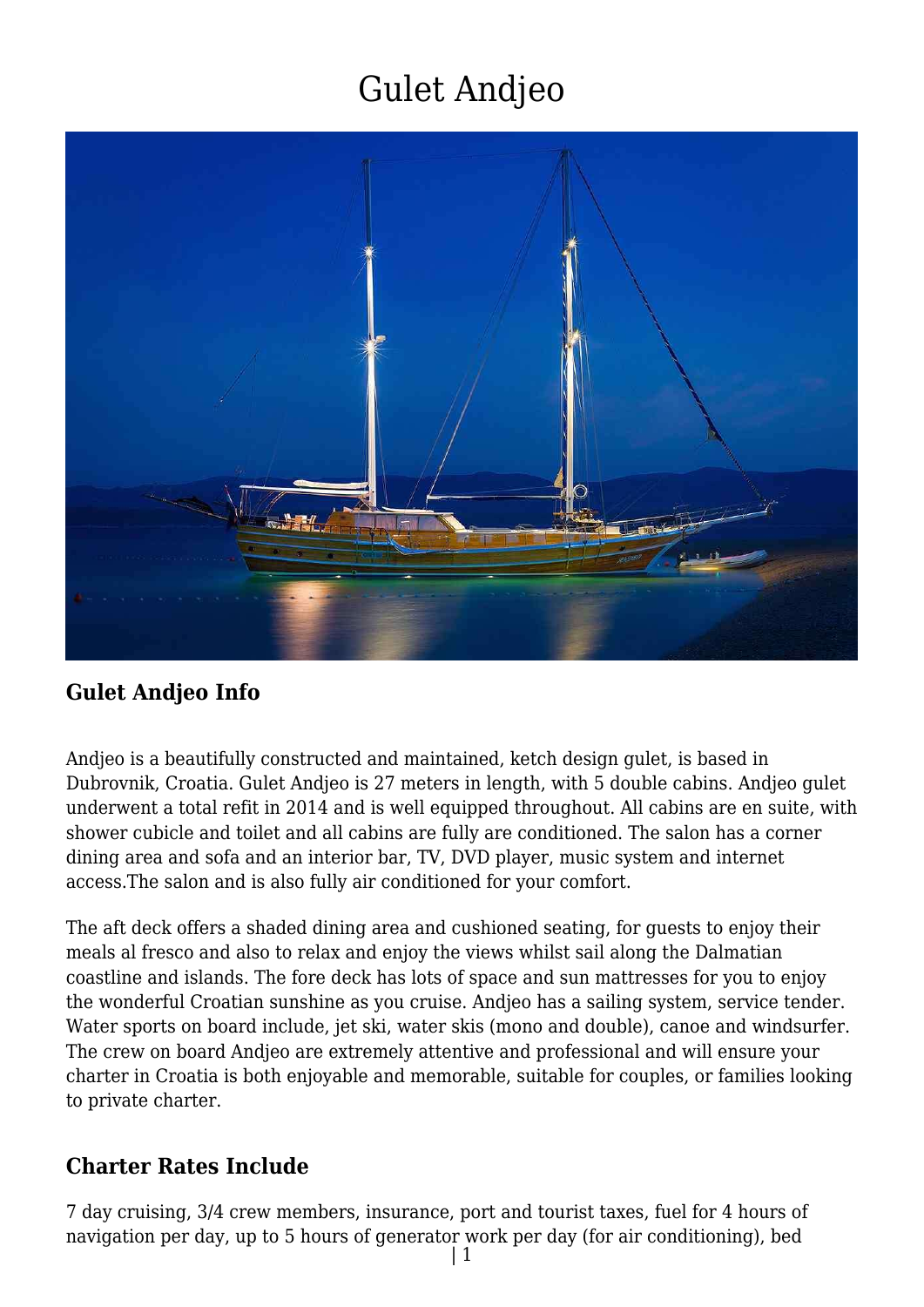# Gulet Andjeo

## Gulet Andjeo Info

Andjeo is a beautifully constructed and maintained, ketch design gulet, is based in Dubrovnik, Croatia. Gulet Andjeo is 27 meters in length, with 5 double cabins. Andjeo gulet underwent a total refit in 2014 and is well equipped throughout. All cabins are en suite, with shower cubicle and toilet and all cabins are fully are conditioned. The salon has a corner dining area and sofa and an interior bar, TV, DVD player, music system and internet access.The salon and is also fully air conditioned for your comfort.

The aft deck offers a shaded dining area and cushioned seating, for guests to enjoy their meals al fresco and also to relax and enjoy the views whilst sail along the Dalmatian coastline and islands. The fore deck has lots of space and sun mattresses for you to enjoy the wonderful Croatian sunshine as you cruise. Andjeo has a sailing system, service tender. Water sports on board include, jet ski, water skis (mono and double), canoe and windsurfer. The crew on board Andjeo are extremely attentive and professional and will ensure your charter in Croatia is both enjoyable and memorable, suitable for couples, or families looking to private charter.

## Charter Rates Include

7 day cruising, 3/4 crew members, insurance, port and tourist taxes, fuel for 4 hours of navigation per day, up to 5 hours of generator work per day (for air conditioning), bed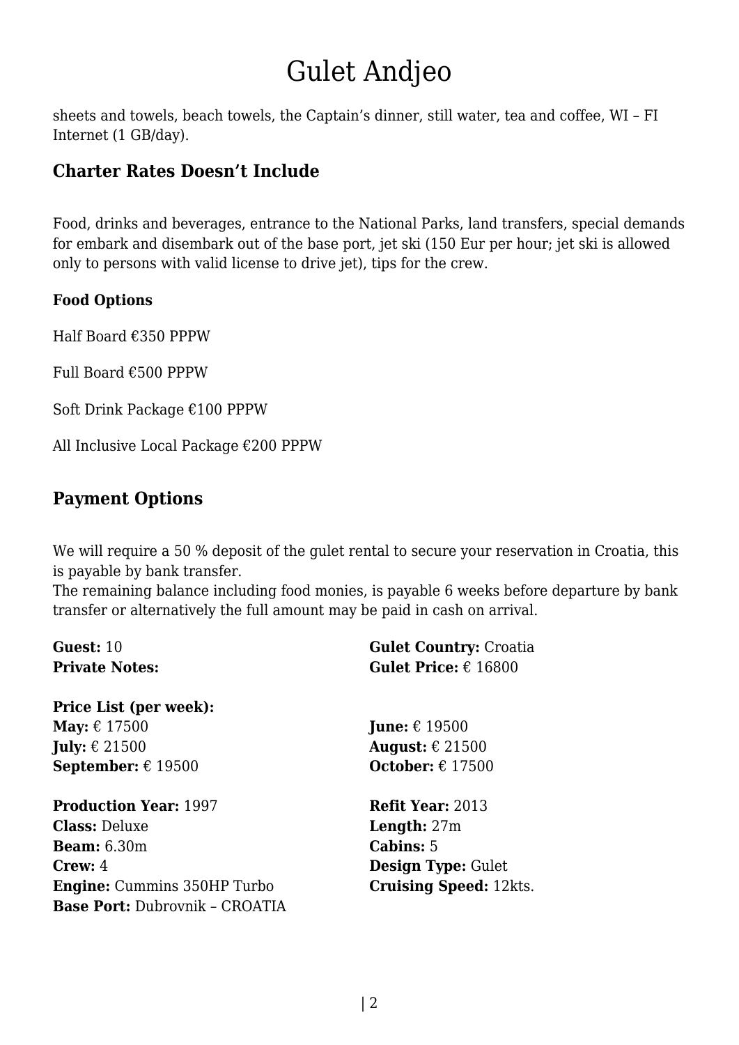sheets and towels, beach towels, the Captain's dinner, still water, tea and coffee, WI – FI Internet (1 GB/day).

## Charter Rates Doesn't Include

Food, drinks and beverages, entrance to the National Parks, land transfers, special demands for embark and disembark out of the base port, jet ski (150 Eur per hour; jet ski is allowed only to persons with valid license to drive jet), tips for the crew.

**Food Options**

Half Board €350 PPPW

Full Board €500 PPPW

Soft Drink Package €100 PPPW

All Inclusive Local Package €200 PPPW

## Payment Options

We will require a 50 % deposit of the gulet rental to secure your reservation in Croatia, this is payable by bank transfer.
The remaining balance including food monies, is payable 6 weeks before departure by bank transfer or alternatively the full amount may be paid in cash on arrival.

**Guest:** 10
**Private Notes:**

**Gulet Country:** Croatia
**Gulet Price:** € 16800

**Price List (per week):**
**May:** € 17500
**June:** € 19500
**July:** € 21500
**August:** € 21500
**September:** € 19500
**October:** € 17500

**Production Year:** 1997
**Refit Year:** 2013
**Class:** Deluxe
**Length:** 27m
**Beam:** 6.30m
**Cabins:** 5
**Crew:** 4
**Design Type:** Gulet
**Engine:** Cummins 350HP Turbo
**Cruising Speed:** 12kts.
**Base Port:** Dubrovnik – CROATIA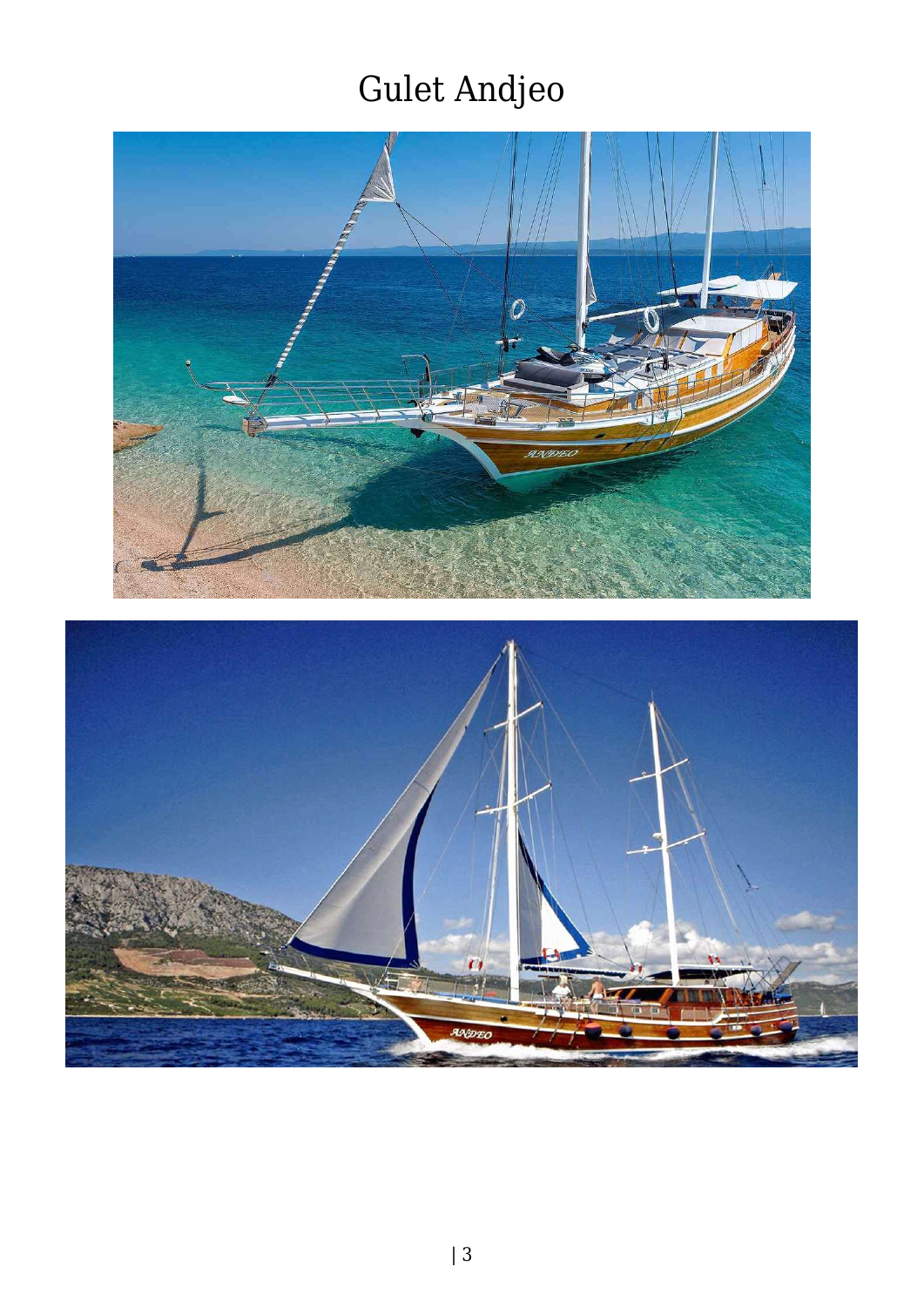# Gulet Andjeo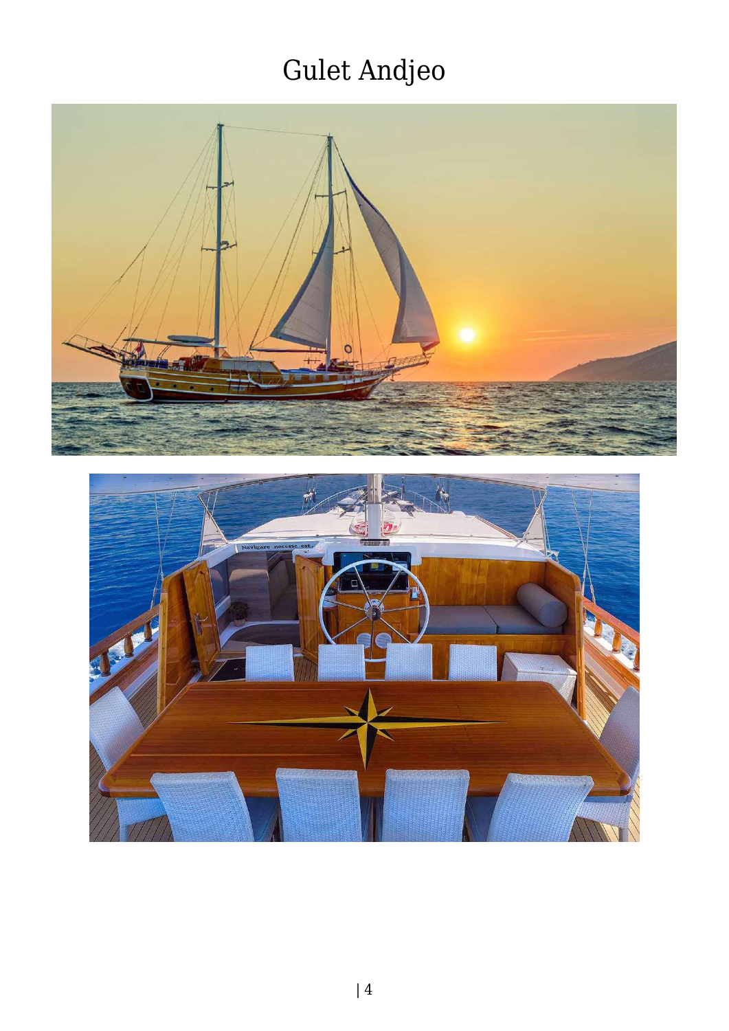# Gulet Andjeo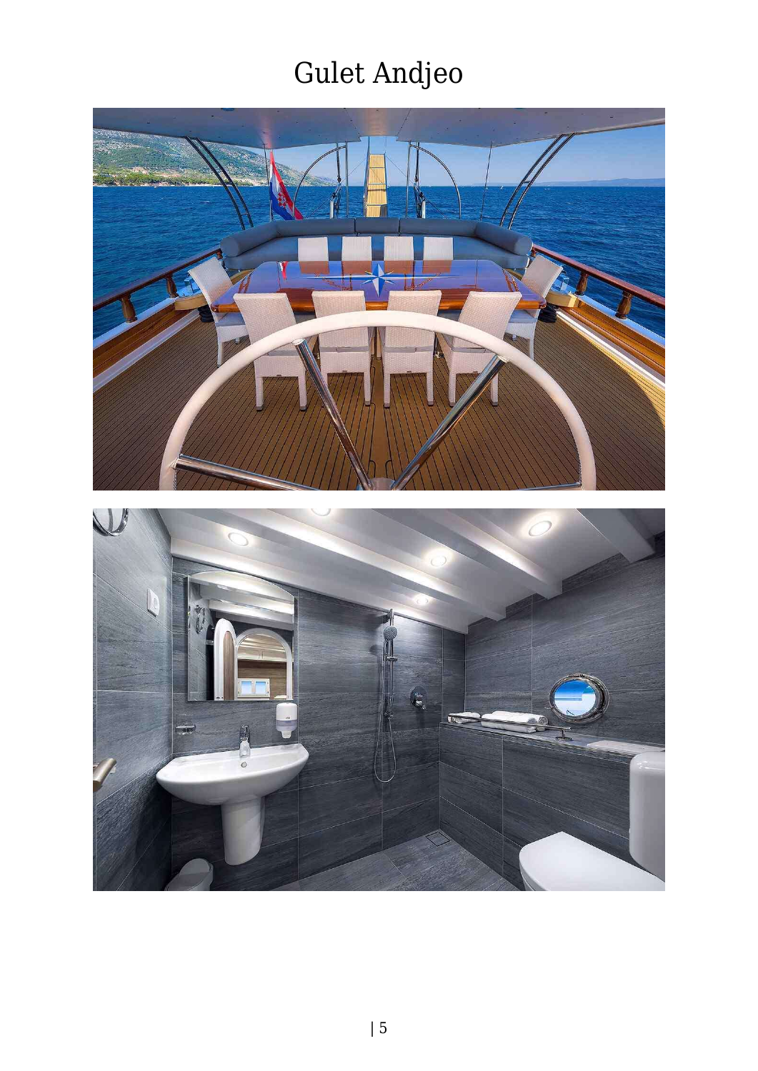# Gulet Andjeo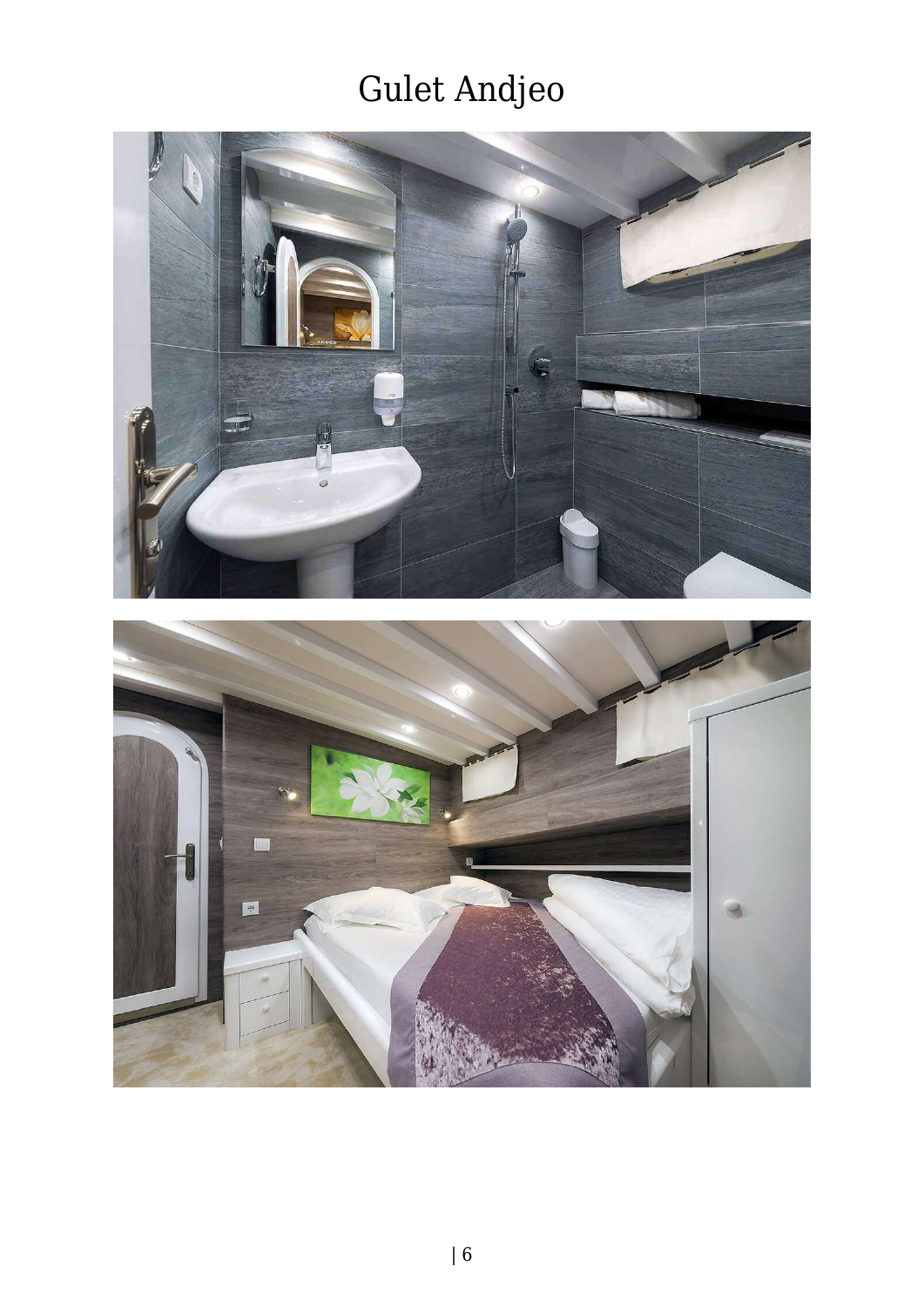# Gulet Andjeo